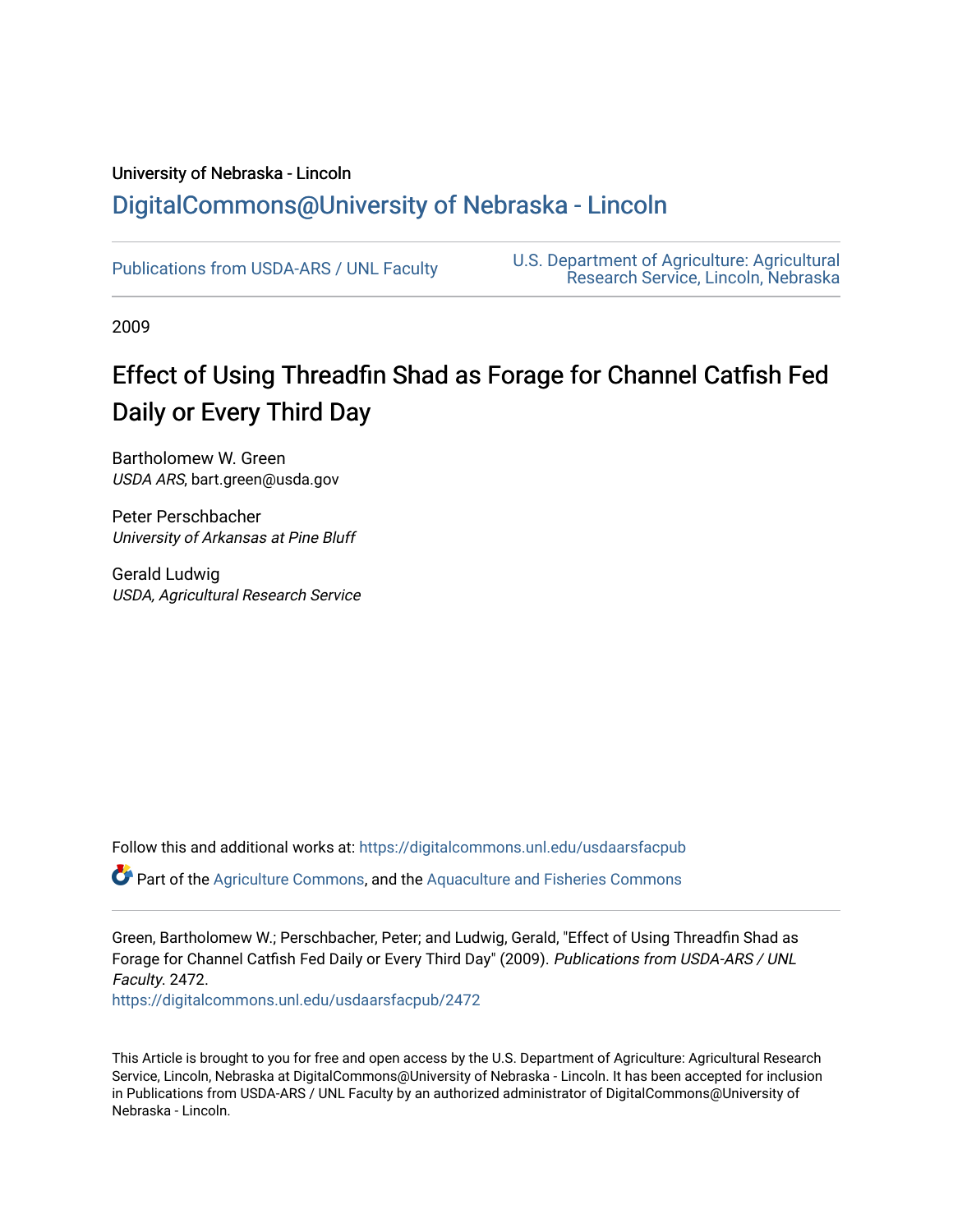University of Nebraska - Lincoln

## DigitalCommons@University of Nebraska - Lincoln

Publications from USDA-ARS / UNL Faculty

U.S. Department of Agriculture: Agricultural Research Service, Lincoln, Nebraska

2009

# Effect of Using Threadfin Shad as Forage for Channel Catfish Fed Daily or Every Third Day

Bartholomew W. Green
*USDA ARS*, bart.green@usda.gov

Peter Perschbacher
*University of Arkansas at Pine Bluff*

Gerald Ludwig
*USDA, Agricultural Research Service*

Follow this and additional works at: https://digitalcommons.unl.edu/usdaarsfacpub

Part of the Agriculture Commons, and the Aquaculture and Fisheries Commons

Green, Bartholomew W.; Perschbacher, Peter; and Ludwig, Gerald, "Effect of Using Threadfin Shad as Forage for Channel Catfish Fed Daily or Every Third Day" (2009). *Publications from USDA-ARS / UNL Faculty*. 2472.
https://digitalcommons.unl.edu/usdaarsfacpub/2472

This Article is brought to you for free and open access by the U.S. Department of Agriculture: Agricultural Research Service, Lincoln, Nebraska at DigitalCommons@University of Nebraska - Lincoln. It has been accepted for inclusion in Publications from USDA-ARS / UNL Faculty by an authorized administrator of DigitalCommons@University of Nebraska - Lincoln.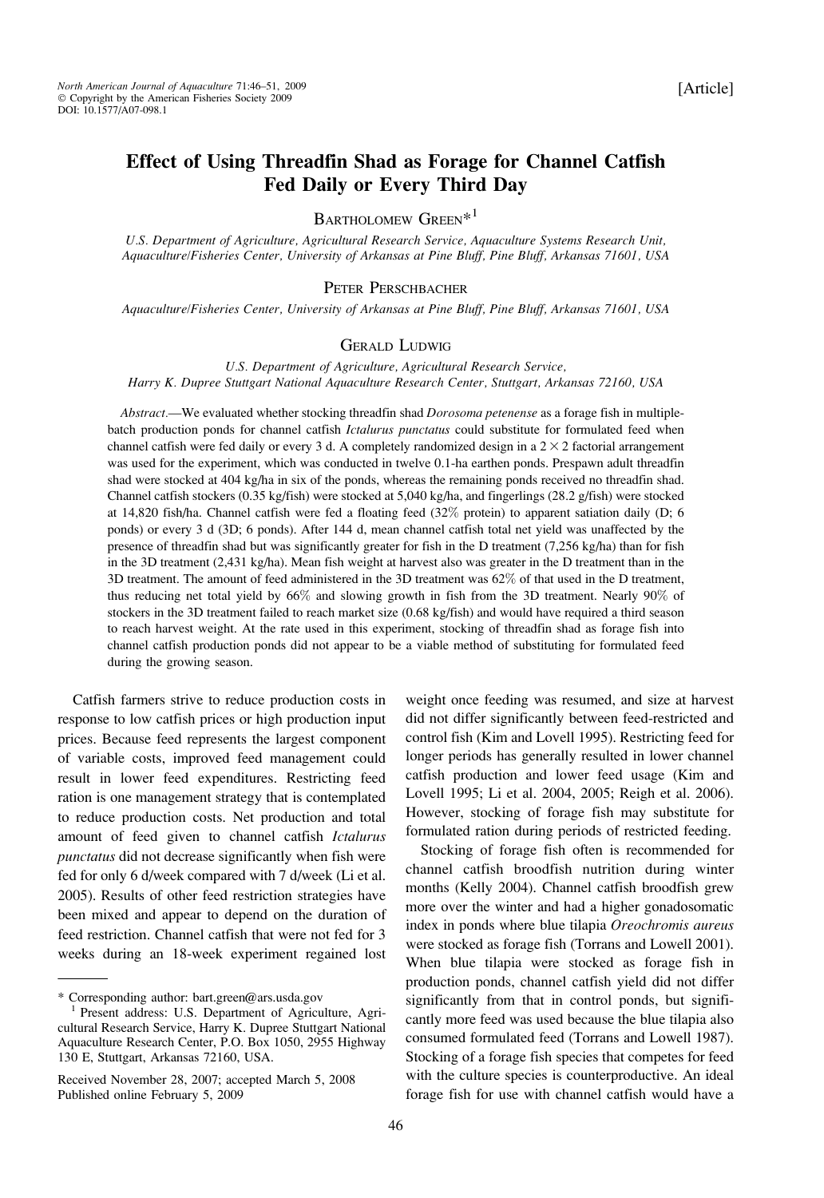# Effect of Using Threadfin Shad as Forage for Channel Catfish Fed Daily or Every Third Day

BARTHOLOMEW GREEN*[1]

*U.S. Department of Agriculture, Agricultural Research Service, Aquaculture Systems Research Unit, Aquaculture/Fisheries Center, University of Arkansas at Pine Bluff, Pine Bluff, Arkansas 71601, USA*

PETER PERSCHBACHER

*Aquaculture/Fisheries Center, University of Arkansas at Pine Bluff, Pine Bluff, Arkansas 71601, USA*

GERALD LUDWIG

*U.S. Department of Agriculture, Agricultural Research Service, Harry K. Dupree Stuttgart National Aquaculture Research Center, Stuttgart, Arkansas 72160, USA*

*Abstract.*—We evaluated whether stocking threadfin shad *Dorosoma petenense* as a forage fish in multiple-batch production ponds for channel catfish *Ictalurus punctatus* could substitute for formulated feed when channel catfish were fed daily or every 3 d. A completely randomized design in a 2 × 2 factorial arrangement was used for the experiment, which was conducted in twelve 0.1-ha earthen ponds. Prespawn adult threadfin shad were stocked at 404 kg/ha in six of the ponds, whereas the remaining ponds received no threadfin shad. Channel catfish stockers (0.35 kg/fish) were stocked at 5,040 kg/ha, and fingerlings (28.2 g/fish) were stocked at 14,820 fish/ha. Channel catfish were fed a floating feed (32% protein) to apparent satiation daily (D; 6 ponds) or every 3 d (3D; 6 ponds). After 144 d, mean channel catfish total net yield was unaffected by the presence of threadfin shad but was significantly greater for fish in the D treatment (7,256 kg/ha) than for fish in the 3D treatment (2,431 kg/ha). Mean fish weight at harvest also was greater in the D treatment than in the 3D treatment. The amount of feed administered in the 3D treatment was 62% of that used in the D treatment, thus reducing net total yield by 66% and slowing growth in fish from the 3D treatment. Nearly 90% of stockers in the 3D treatment failed to reach market size (0.68 kg/fish) and would have required a third season to reach harvest weight. At the rate used in this experiment, stocking of threadfin shad as forage fish into channel catfish production ponds did not appear to be a viable method of substituting for formulated feed during the growing season.

Catfish farmers strive to reduce production costs in response to low catfish prices or high production input prices. Because feed represents the largest component of variable costs, improved feed management could result in lower feed expenditures. Restricting feed ration is one management strategy that is contemplated to reduce production costs. Net production and total amount of feed given to channel catfish *Ictalurus punctatus* did not decrease significantly when fish were fed for only 6 d/week compared with 7 d/week (Li et al. 2005). Results of other feed restriction strategies have been mixed and appear to depend on the duration of feed restriction. Channel catfish that were not fed for 3 weeks during an 18-week experiment regained lost weight once feeding was resumed, and size at harvest did not differ significantly between feed-restricted and control fish (Kim and Lovell 1995). Restricting feed for longer periods has generally resulted in lower channel catfish production and lower feed usage (Kim and Lovell 1995; Li et al. 2004, 2005; Reigh et al. 2006). However, stocking of forage fish may substitute for formulated ration during periods of restricted feeding.

Stocking of forage fish often is recommended for channel catfish broodfish nutrition during winter months (Kelly 2004). Channel catfish broodfish grew more over the winter and had a higher gonadosomatic index in ponds where blue tilapia *Oreochromis aureus* were stocked as forage fish (Torrans and Lowell 2001). When blue tilapia were stocked as forage fish in production ponds, channel catfish yield did not differ significantly from that in control ponds, but significantly more feed was used because the blue tilapia also consumed formulated feed (Torrans and Lowell 1987). Stocking of a forage fish species that competes for feed with the culture species is counterproductive. An ideal forage fish for use with channel catfish would have a

\* Corresponding author: bart.green@ars.usda.gov

[1] Present address: U.S. Department of Agriculture, Agricultural Research Service, Harry K. Dupree Stuttgart National Aquaculture Research Center, P.O. Box 1050, 2955 Highway 130 E, Stuttgart, Arkansas 72160, USA.

Received November 28, 2007; accepted March 5, 2008
Published online February 5, 2009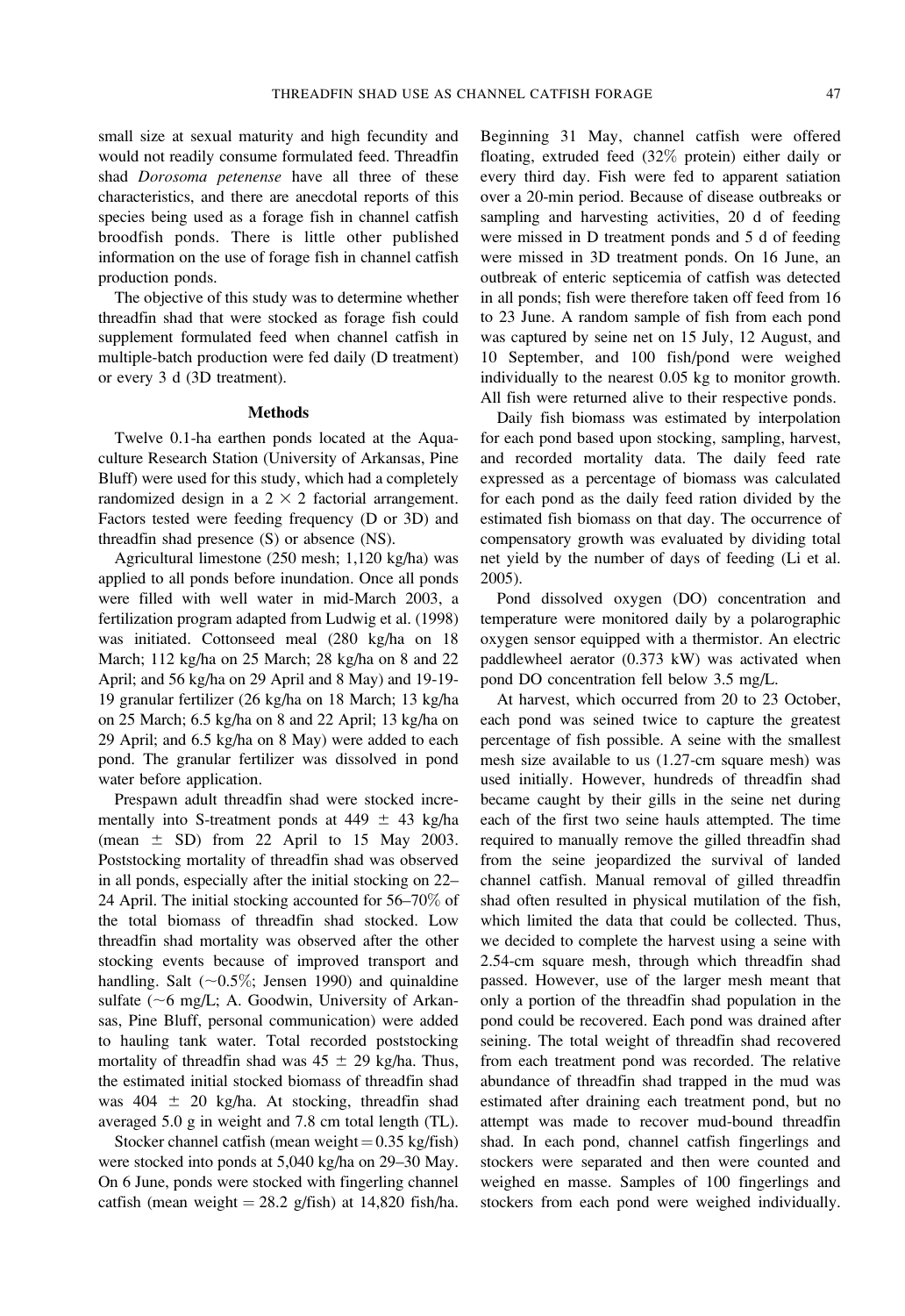small size at sexual maturity and high fecundity and would not readily consume formulated feed. Threadfin shad *Dorosoma petenense* have all three of these characteristics, and there are anecdotal reports of this species being used as a forage fish in channel catfish broodfish ponds. There is little other published information on the use of forage fish in channel catfish production ponds.

The objective of this study was to determine whether threadfin shad that were stocked as forage fish could supplement formulated feed when channel catfish in multiple-batch production were fed daily (D treatment) or every 3 d (3D treatment).

## Methods

Twelve 0.1-ha earthen ponds located at the Aquaculture Research Station (University of Arkansas, Pine Bluff) were used for this study, which had a completely randomized design in a $2 \times 2$ factorial arrangement. Factors tested were feeding frequency (D or 3D) and threadfin shad presence (S) or absence (NS).

Agricultural limestone (250 mesh; 1,120 kg/ha) was applied to all ponds before inundation. Once all ponds were filled with well water in mid-March 2003, a fertilization program adapted from Ludwig et al. (1998) was initiated. Cottonseed meal (280 kg/ha on 18 March; 112 kg/ha on 25 March; 28 kg/ha on 8 and 22 April; and 56 kg/ha on 29 April and 8 May) and 19-19-19 granular fertilizer (26 kg/ha on 18 March; 13 kg/ha on 25 March; 6.5 kg/ha on 8 and 22 April; 13 kg/ha on 29 April; and 6.5 kg/ha on 8 May) were added to each pond. The granular fertilizer was dissolved in pond water before application.

Prespawn adult threadfin shad were stocked incrementally into S-treatment ponds at $449 \pm 43$ kg/ha (mean $\pm$ SD) from 22 April to 15 May 2003. Poststocking mortality of threadfin shad was observed in all ponds, especially after the initial stocking on 22–24 April. The initial stocking accounted for 56–70% of the total biomass of threadfin shad stocked. Low threadfin shad mortality was observed after the other stocking events because of improved transport and handling. Salt (~0.5%; Jensen 1990) and quinaldine sulfate (~6 mg/L; A. Goodwin, University of Arkansas, Pine Bluff, personal communication) were added to hauling tank water. Total recorded poststocking mortality of threadfin shad was $45 \pm 29$ kg/ha. Thus, the estimated initial stocked biomass of threadfin shad was $404 \pm 20$ kg/ha. At stocking, threadfin shad averaged 5.0 g in weight and 7.8 cm total length (TL).

Stocker channel catfish (mean weight = 0.35 kg/fish) were stocked into ponds at 5,040 kg/ha on 29–30 May. On 6 June, ponds were stocked with fingerling channel catfish (mean weight = 28.2 g/fish) at 14,820 fish/ha. Beginning 31 May, channel catfish were offered floating, extruded feed (32% protein) either daily or every third day. Fish were fed to apparent satiation over a 20-min period. Because of disease outbreaks or sampling and harvesting activities, 20 d of feeding were missed in D treatment ponds and 5 d of feeding were missed in 3D treatment ponds. On 16 June, an outbreak of enteric septicemia of catfish was detected in all ponds; fish were therefore taken off feed from 16 to 23 June. A random sample of fish from each pond was captured by seine net on 15 July, 12 August, and 10 September, and 100 fish/pond were weighed individually to the nearest 0.05 kg to monitor growth. All fish were returned alive to their respective ponds.

Daily fish biomass was estimated by interpolation for each pond based upon stocking, sampling, harvest, and recorded mortality data. The daily feed rate expressed as a percentage of biomass was calculated for each pond as the daily feed ration divided by the estimated fish biomass on that day. The occurrence of compensatory growth was evaluated by dividing total net yield by the number of days of feeding (Li et al. 2005).

Pond dissolved oxygen (DO) concentration and temperature were monitored daily by a polarographic oxygen sensor equipped with a thermistor. An electric paddlewheel aerator (0.373 kW) was activated when pond DO concentration fell below 3.5 mg/L.

At harvest, which occurred from 20 to 23 October, each pond was seined twice to capture the greatest percentage of fish possible. A seine with the smallest mesh size available to us (1.27-cm square mesh) was used initially. However, hundreds of threadfin shad became caught by their gills in the seine net during each of the first two seine hauls attempted. The time required to manually remove the gilled threadfin shad from the seine jeopardized the survival of landed channel catfish. Manual removal of gilled threadfin shad often resulted in physical mutilation of the fish, which limited the data that could be collected. Thus, we decided to complete the harvest using a seine with 2.54-cm square mesh, through which threadfin shad passed. However, use of the larger mesh meant that only a portion of the threadfin shad population in the pond could be recovered. Each pond was drained after seining. The total weight of threadfin shad recovered from each treatment pond was recorded. The relative abundance of threadfin shad trapped in the mud was estimated after draining each treatment pond, but no attempt was made to recover mud-bound threadfin shad. In each pond, channel catfish fingerlings and stockers were separated and then were counted and weighed en masse. Samples of 100 fingerlings and stockers from each pond were weighed individually.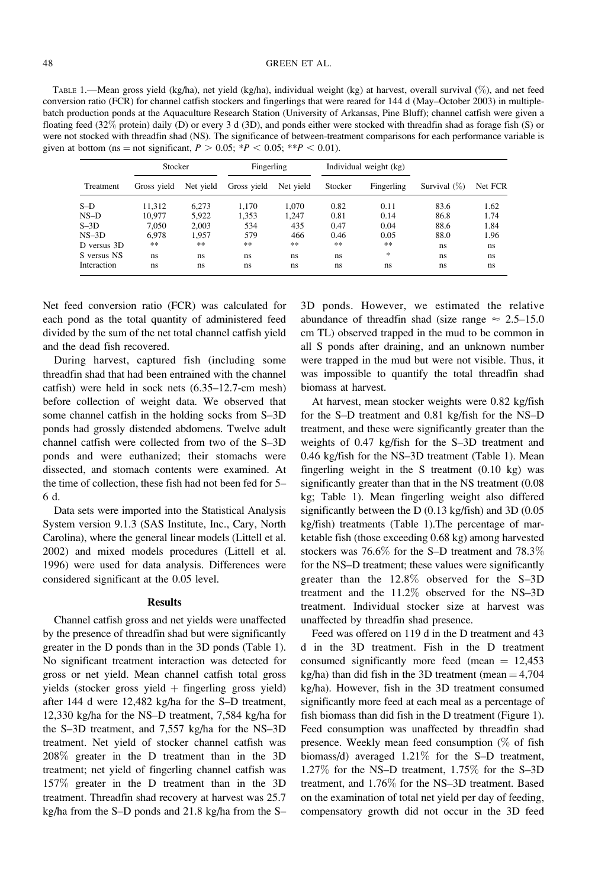TABLE 1.—Mean gross yield (kg/ha), net yield (kg/ha), individual weight (kg) at harvest, overall survival (%), and net feed conversion ratio (FCR) for channel catfish stockers and fingerlings that were reared for 144 d (May–October 2003) in multiple-batch production ponds at the Aquaculture Research Station (University of Arkansas, Pine Bluff); channel catfish were given a floating feed (32% protein) daily (D) or every 3 d (3D), and ponds either were stocked with threadfin shad as forage fish (S) or were not stocked with threadfin shad (NS). The significance of between-treatment comparisons for each performance variable is given at bottom (ns = not significant, $P > 0.05$; * $P < 0.05$; ** $P < 0.01$).

| | Stocker | | Fingerling | | Individual weight (kg) | | | |
|---|---|---|---|---|---|---|---|---|
| Treatment | Gross yield | Net yield | Gross yield | Net yield | Stocker | Fingerling | Survival (%) | Net FCR |
| S–D | 11,312 | 6,273 | 1,170 | 1,070 | 0.82 | 0.11 | 83.6 | 1.62 |
| NS–D | 10,977 | 5,922 | 1,353 | 1,247 | 0.81 | 0.14 | 86.8 | 1.74 |
| S–3D | 7,050 | 2,003 | 534 | 435 | 0.47 | 0.04 | 88.6 | 1.84 |
| NS–3D | 6,978 | 1,957 | 579 | 466 | 0.46 | 0.05 | 88.0 | 1.96 |
| D versus 3D | ** | ** | ** | ** | ** | ** | ns | ns |
| S versus NS | ns | ns | ns | ns | ns | * | ns | ns |
| Interaction | ns | ns | ns | ns | ns | ns | ns | ns |

Net feed conversion ratio (FCR) was calculated for each pond as the total quantity of administered feed divided by the sum of the net total channel catfish yield and the dead fish recovered.

During harvest, captured fish (including some threadfin shad that had been entrained with the channel catfish) were held in sock nets (6.35–12.7-cm mesh) before collection of weight data. We observed that some channel catfish in the holding socks from S–3D ponds had grossly distended abdomens. Twelve adult channel catfish were collected from two of the S–3D ponds and were euthanized; their stomachs were dissected, and stomach contents were examined. At the time of collection, these fish had not been fed for 5–6 d.

Data sets were imported into the Statistical Analysis System version 9.1.3 (SAS Institute, Inc., Cary, North Carolina), where the general linear models (Littell et al. 2002) and mixed models procedures (Littell et al. 1996) were used for data analysis. Differences were considered significant at the 0.05 level.

## Results

Channel catfish gross and net yields were unaffected by the presence of threadfin shad but were significantly greater in the D ponds than in the 3D ponds (Table 1). No significant treatment interaction was detected for gross or net yield. Mean channel catfish total gross yields (stocker gross yield + fingerling gross yield) after 144 d were 12,482 kg/ha for the S–D treatment, 12,330 kg/ha for the NS–D treatment, 7,584 kg/ha for the S–3D treatment, and 7,557 kg/ha for the NS–3D treatment. Net yield of stocker channel catfish was 208% greater in the D treatment than in the 3D treatment; net yield of fingerling channel catfish was 157% greater in the D treatment than in the 3D treatment. Threadfin shad recovery at harvest was 25.7 kg/ha from the S–D ponds and 21.8 kg/ha from the S–3D ponds. However, we estimated the relative abundance of threadfin shad (size range ≈ 2.5–15.0 cm TL) observed trapped in the mud to be common in all S ponds after draining, and an unknown number were trapped in the mud but were not visible. Thus, it was impossible to quantify the total threadfin shad biomass at harvest.

At harvest, mean stocker weights were 0.82 kg/fish for the S–D treatment and 0.81 kg/fish for the NS–D treatment, and these were significantly greater than the weights of 0.47 kg/fish for the S–3D treatment and 0.46 kg/fish for the NS–3D treatment (Table 1). Mean fingerling weight in the S treatment (0.10 kg) was significantly greater than that in the NS treatment (0.08 kg; Table 1). Mean fingerling weight also differed significantly between the D (0.13 kg/fish) and 3D (0.05 kg/fish) treatments (Table 1).The percentage of marketable fish (those exceeding 0.68 kg) among harvested stockers was 76.6% for the S–D treatment and 78.3% for the NS–D treatment; these values were significantly greater than the 12.8% observed for the S–3D treatment and the 11.2% observed for the NS–3D treatment. Individual stocker size at harvest was unaffected by threadfin shad presence.

Feed was offered on 119 d in the D treatment and 43 d in the 3D treatment. Fish in the D treatment consumed significantly more feed (mean = 12,453 kg/ha) than did fish in the 3D treatment (mean = 4,704 kg/ha). However, fish in the 3D treatment consumed significantly more feed at each meal as a percentage of fish biomass than did fish in the D treatment (Figure 1). Feed consumption was unaffected by threadfin shad presence. Weekly mean feed consumption (% of fish biomass/d) averaged 1.21% for the S–D treatment, 1.27% for the NS–D treatment, 1.75% for the S–3D treatment, and 1.76% for the NS–3D treatment. Based on the examination of total net yield per day of feeding, compensatory growth did not occur in the 3D feed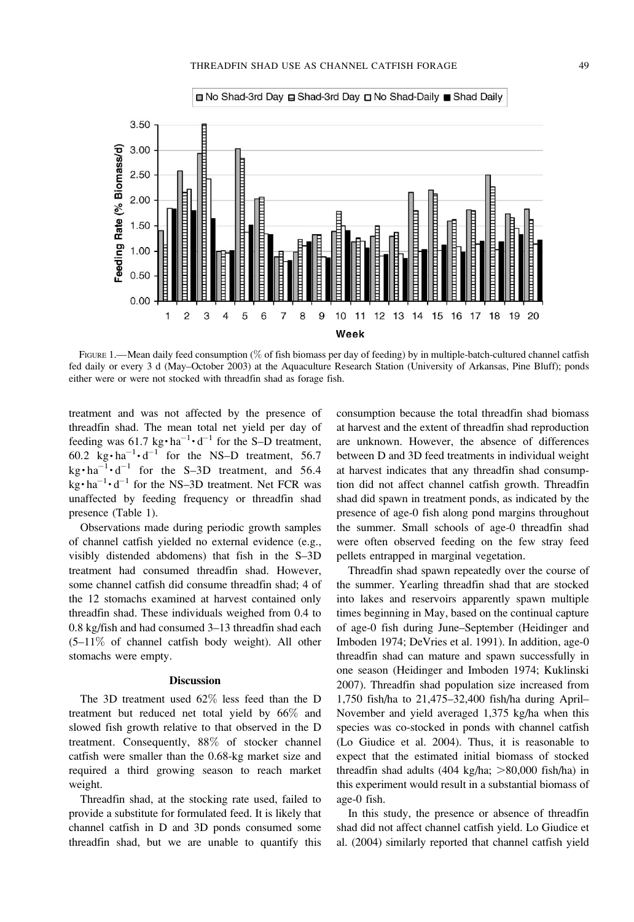FIGURE 1.—Mean daily feed consumption (% of fish biomass per day of feeding) by in multiple-batch-cultured channel catfish fed daily or every 3 d (May–October 2003) at the Aquaculture Research Station (University of Arkansas, Pine Bluff); ponds either were or were not stocked with threadfin shad as forage fish.

treatment and was not affected by the presence of threadfin shad. The mean total net yield per day of feeding was 61.7 $kg \cdot ha^{-1} \cdot d^{-1}$ for the S–D treatment, 60.2 $kg \cdot ha^{-1} \cdot d^{-1}$ for the NS–D treatment, 56.7 $kg \cdot ha^{-1} \cdot d^{-1}$ for the S–3D treatment, and 56.4 $kg \cdot ha^{-1} \cdot d^{-1}$ for the NS–3D treatment. Net FCR was unaffected by feeding frequency or threadfin shad presence (Table 1).

Observations made during periodic growth samples of channel catfish yielded no external evidence (e.g., visibly distended abdomens) that fish in the S–3D treatment had consumed threadfin shad. However, some channel catfish did consume threadfin shad; 4 of the 12 stomachs examined at harvest contained only threadfin shad. These individuals weighed from 0.4 to 0.8 kg/fish and had consumed 3–13 threadfin shad each (5–11% of channel catfish body weight). All other stomachs were empty.

## Discussion

The 3D treatment used 62% less feed than the D treatment but reduced net total yield by 66% and slowed fish growth relative to that observed in the D treatment. Consequently, 88% of stocker channel catfish were smaller than the 0.68-kg market size and required a third growing season to reach market weight.

Threadfin shad, at the stocking rate used, failed to provide a substitute for formulated feed. It is likely that channel catfish in D and 3D ponds consumed some threadfin shad, but we are unable to quantify this consumption because the total threadfin shad biomass at harvest and the extent of threadfin shad reproduction are unknown. However, the absence of differences between D and 3D feed treatments in individual weight at harvest indicates that any threadfin shad consumption did not affect channel catfish growth. Threadfin shad did spawn in treatment ponds, as indicated by the presence of age-0 fish along pond margins throughout the summer. Small schools of age-0 threadfin shad were often observed feeding on the few stray feed pellets entrapped in marginal vegetation.

Threadfin shad spawn repeatedly over the course of the summer. Yearling threadfin shad that are stocked into lakes and reservoirs apparently spawn multiple times beginning in May, based on the continual capture of age-0 fish during June–September (Heidinger and Imboden 1974; DeVries et al. 1991). In addition, age-0 threadfin shad can mature and spawn successfully in one season (Heidinger and Imboden 1974; Kuklinski 2007). Threadfin shad population size increased from 1,750 fish/ha to 21,475–32,400 fish/ha during April–November and yield averaged 1,375 kg/ha when this species was co-stocked in ponds with channel catfish (Lo Giudice et al. 2004). Thus, it is reasonable to expect that the estimated initial biomass of stocked threadfin shad adults (404 kg/ha; >80,000 fish/ha) in this experiment would result in a substantial biomass of age-0 fish.

In this study, the presence or absence of threadfin shad did not affect channel catfish yield. Lo Giudice et al. (2004) similarly reported that channel catfish yield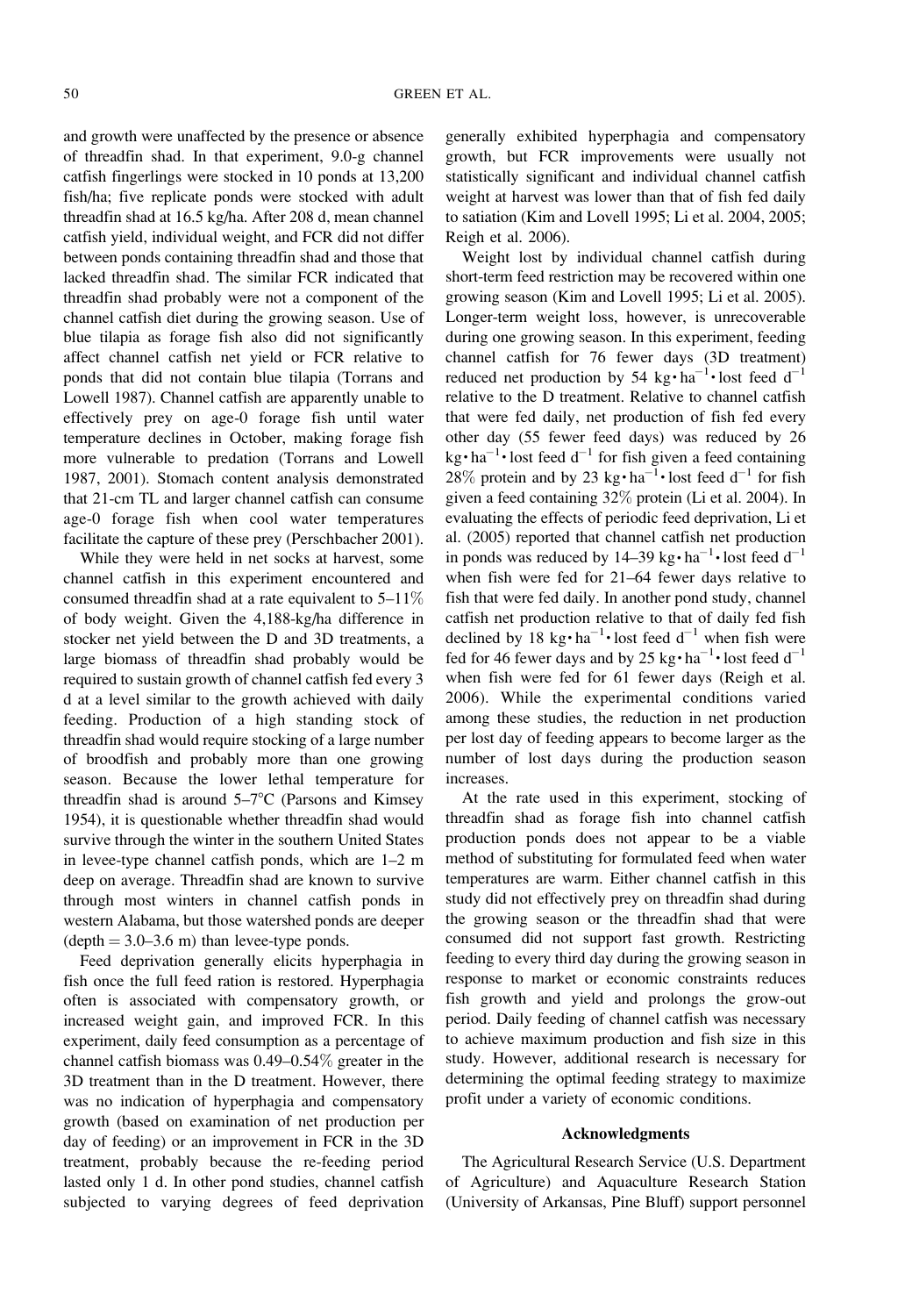and growth were unaffected by the presence or absence of threadfin shad. In that experiment, 9.0-g channel catfish fingerlings were stocked in 10 ponds at 13,200 fish/ha; five replicate ponds were stocked with adult threadfin shad at 16.5 kg/ha. After 208 d, mean channel catfish yield, individual weight, and FCR did not differ between ponds containing threadfin shad and those that lacked threadfin shad. The similar FCR indicated that threadfin shad probably were not a component of the channel catfish diet during the growing season. Use of blue tilapia as forage fish also did not significantly affect channel catfish net yield or FCR relative to ponds that did not contain blue tilapia (Torrans and Lowell 1987). Channel catfish are apparently unable to effectively prey on age-0 forage fish until water temperature declines in October, making forage fish more vulnerable to predation (Torrans and Lowell 1987, 2001). Stomach content analysis demonstrated that 21-cm TL and larger channel catfish can consume age-0 forage fish when cool water temperatures facilitate the capture of these prey (Perschbacher 2001).

While they were held in net socks at harvest, some channel catfish in this experiment encountered and consumed threadfin shad at a rate equivalent to 5–11% of body weight. Given the 4,188-kg/ha difference in stocker net yield between the D and 3D treatments, a large biomass of threadfin shad probably would be required to sustain growth of channel catfish fed every 3 d at a level similar to the growth achieved with daily feeding. Production of a high standing stock of threadfin shad would require stocking of a large number of broodfish and probably more than one growing season. Because the lower lethal temperature for threadfin shad is around 5–7°C (Parsons and Kimsey 1954), it is questionable whether threadfin shad would survive through the winter in the southern United States in levee-type channel catfish ponds, which are 1–2 m deep on average. Threadfin shad are known to survive through most winters in channel catfish ponds in western Alabama, but those watershed ponds are deeper (depth = 3.0–3.6 m) than levee-type ponds.

Feed deprivation generally elicits hyperphagia in fish once the full feed ration is restored. Hyperphagia often is associated with compensatory growth, or increased weight gain, and improved FCR. In this experiment, daily feed consumption as a percentage of channel catfish biomass was 0.49–0.54% greater in the 3D treatment than in the D treatment. However, there was no indication of hyperphagia and compensatory growth (based on examination of net production per day of feeding) or an improvement in FCR in the 3D treatment, probably because the re-feeding period lasted only 1 d. In other pond studies, channel catfish subjected to varying degrees of feed deprivation generally exhibited hyperphagia and compensatory growth, but FCR improvements were usually not statistically significant and individual channel catfish weight at harvest was lower than that of fish fed daily to satiation (Kim and Lovell 1995; Li et al. 2004, 2005; Reigh et al. 2006).

Weight lost by individual channel catfish during short-term feed restriction may be recovered within one growing season (Kim and Lovell 1995; Li et al. 2005). Longer-term weight loss, however, is unrecoverable during one growing season. In this experiment, feeding channel catfish for 76 fewer days (3D treatment) reduced net production by 54 kg·ha$^{-1}$·lost feed d$^{-1}$ relative to the D treatment. Relative to channel catfish that were fed daily, net production of fish fed every other day (55 fewer feed days) was reduced by 26 kg·ha$^{-1}$·lost feed d$^{-1}$ for fish given a feed containing 28% protein and by 23 kg·ha$^{-1}$·lost feed d$^{-1}$ for fish given a feed containing 32% protein (Li et al. 2004). In evaluating the effects of periodic feed deprivation, Li et al. (2005) reported that channel catfish net production in ponds was reduced by 14–39 kg·ha$^{-1}$·lost feed d$^{-1}$ when fish were fed for 21–64 fewer days relative to fish that were fed daily. In another pond study, channel catfish net production relative to that of daily fed fish declined by 18 kg·ha$^{-1}$·lost feed d$^{-1}$ when fish were fed for 46 fewer days and by 25 kg·ha$^{-1}$·lost feed d$^{-1}$ when fish were fed for 61 fewer days (Reigh et al. 2006). While the experimental conditions varied among these studies, the reduction in net production per lost day of feeding appears to become larger as the number of lost days during the production season increases.

At the rate used in this experiment, stocking of threadfin shad as forage fish into channel catfish production ponds does not appear to be a viable method of substituting for formulated feed when water temperatures are warm. Either channel catfish in this study did not effectively prey on threadfin shad during the growing season or the threadfin shad that were consumed did not support fast growth. Restricting feeding to every third day during the growing season in response to market or economic constraints reduces fish growth and yield and prolongs the grow-out period. Daily feeding of channel catfish was necessary to achieve maximum production and fish size in this study. However, additional research is necessary for determining the optimal feeding strategy to maximize profit under a variety of economic conditions.

## Acknowledgments

The Agricultural Research Service (U.S. Department of Agriculture) and Aquaculture Research Station (University of Arkansas, Pine Bluff) support personnel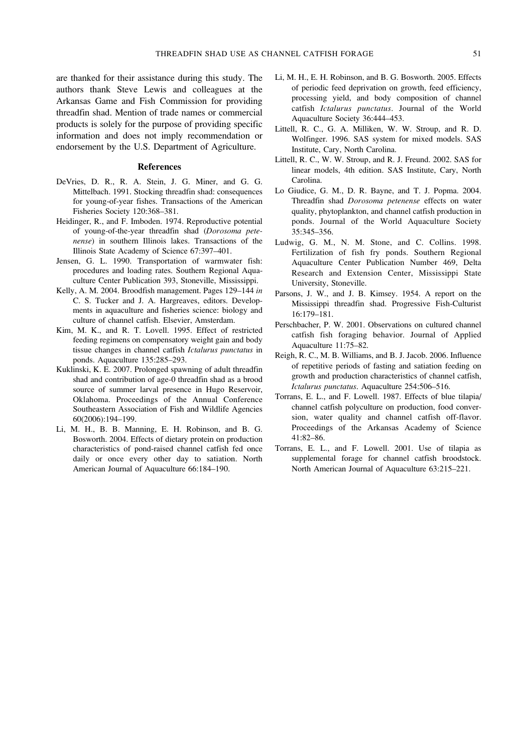are thanked for their assistance during this study. The authors thank Steve Lewis and colleagues at the Arkansas Game and Fish Commission for providing threadfin shad. Mention of trade names or commercial products is solely for the purpose of providing specific information and does not imply recommendation or endorsement by the U.S. Department of Agriculture.

## References

DeVries, D. R., R. A. Stein, J. G. Miner, and G. G. Mittelbach. 1991. Stocking threadfin shad: consequences for young-of-year fishes. Transactions of the American Fisheries Society 120:368–381.

Heidinger, R., and F. Imboden. 1974. Reproductive potential of young-of-the-year threadfin shad (*Dorosoma petenense*) in southern Illinois lakes. Transactions of the Illinois State Academy of Science 67:397–401.

Jensen, G. L. 1990. Transportation of warmwater fish: procedures and loading rates. Southern Regional Aquaculture Center Publication 393, Stoneville, Mississippi.

Kelly, A. M. 2004. Broodfish management. Pages 129–144 *in* C. S. Tucker and J. A. Hargreaves, editors. Developments in aquaculture and fisheries science: biology and culture of channel catfish. Elsevier, Amsterdam.

Kim, M. K., and R. T. Lovell. 1995. Effect of restricted feeding regimens on compensatory weight gain and body tissue changes in channel catfish *Ictalurus punctatus* in ponds. Aquaculture 135:285–293.

Kuklinski, K. E. 2007. Prolonged spawning of adult threadfin shad and contribution of age-0 threadfin shad as a brood source of summer larval presence in Hugo Reservoir, Oklahoma. Proceedings of the Annual Conference Southeastern Association of Fish and Wildlife Agencies 60(2006):194–199.

Li, M. H., B. B. Manning, E. H. Robinson, and B. G. Bosworth. 2004. Effects of dietary protein on production characteristics of pond-raised channel catfish fed once daily or once every other day to satiation. North American Journal of Aquaculture 66:184–190.

Li, M. H., E. H. Robinson, and B. G. Bosworth. 2005. Effects of periodic feed deprivation on growth, feed efficiency, processing yield, and body composition of channel catfish *Ictalurus punctatus*. Journal of the World Aquaculture Society 36:444–453.

Littell, R. C., G. A. Milliken, W. W. Stroup, and R. D. Wolfinger. 1996. SAS system for mixed models. SAS Institute, Cary, North Carolina.

Littell, R. C., W. W. Stroup, and R. J. Freund. 2002. SAS for linear models, 4th edition. SAS Institute, Cary, North Carolina.

Lo Giudice, G. M., D. R. Bayne, and T. J. Popma. 2004. Threadfin shad *Dorosoma petenense* effects on water quality, phytoplankton, and channel catfish production in ponds. Journal of the World Aquaculture Society 35:345–356.

Ludwig, G. M., N. M. Stone, and C. Collins. 1998. Fertilization of fish fry ponds. Southern Regional Aquaculture Center Publication Number 469, Delta Research and Extension Center, Mississippi State University, Stoneville.

Parsons, J. W., and J. B. Kimsey. 1954. A report on the Mississippi threadfin shad. Progressive Fish-Culturist 16:179–181.

Perschbacher, P. W. 2001. Observations on cultured channel catfish fish foraging behavior. Journal of Applied Aquaculture 11:75–82.

Reigh, R. C., M. B. Williams, and B. J. Jacob. 2006. Influence of repetitive periods of fasting and satiation feeding on growth and production characteristics of channel catfish, *Ictalurus punctatus*. Aquaculture 254:506–516.

Torrans, E. L., and F. Lowell. 1987. Effects of blue tilapia/channel catfish polyculture on production, food conversion, water quality and channel catfish off-flavor. Proceedings of the Arkansas Academy of Science 41:82–86.

Torrans, E. L., and F. Lowell. 2001. Use of tilapia as supplemental forage for channel catfish broodstock. North American Journal of Aquaculture 63:215–221.